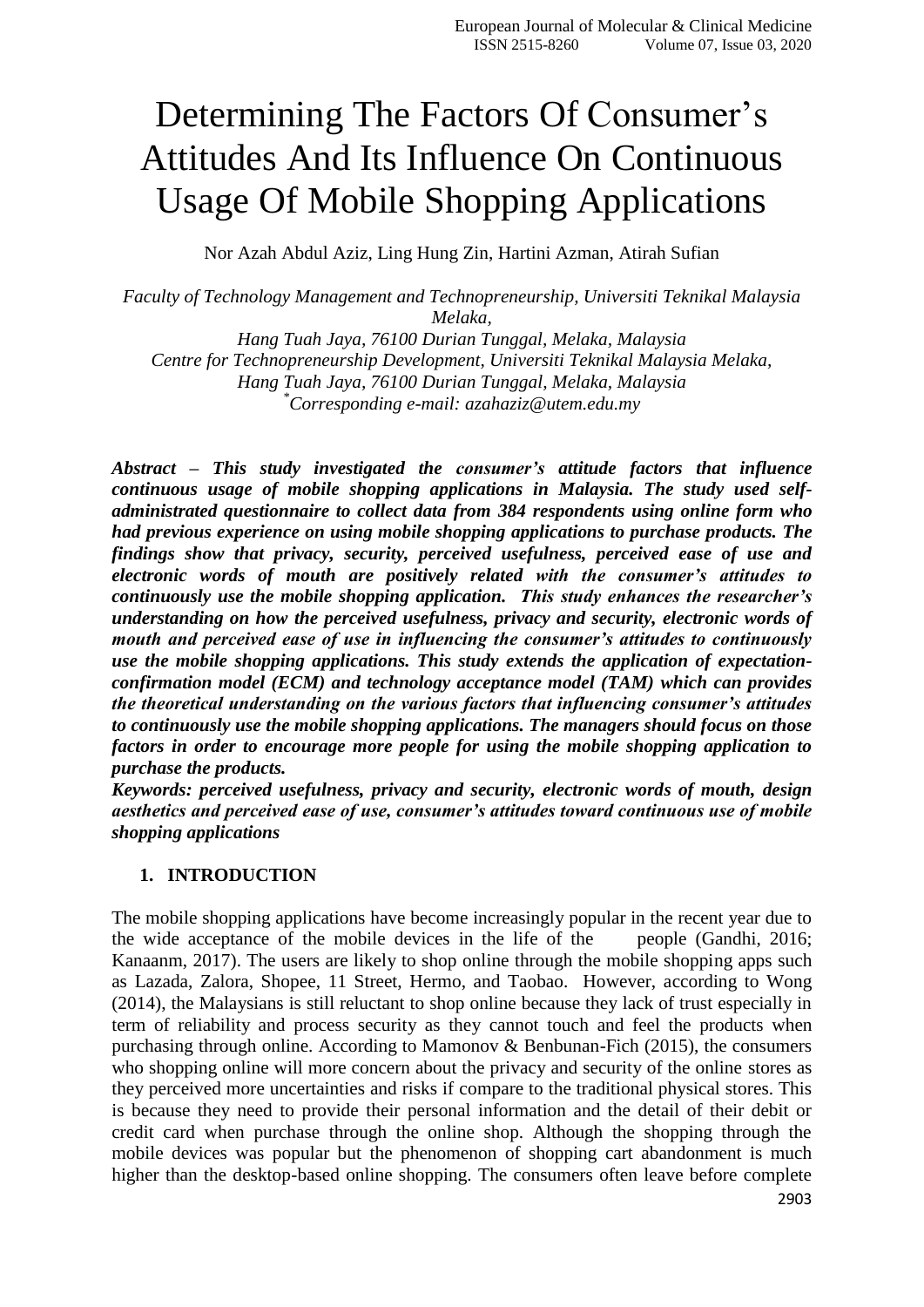# Determining The Factors Of Consumer's Attitudes And Its Influence On Continuous Usage Of Mobile Shopping Applications

Nor Azah Abdul Aziz, Ling Hung Zin, Hartini Azman, Atirah Sufian

*Faculty of Technology Management and Technopreneurship, Universiti Teknikal Malaysia Melaka,*
*Hang Tuah Jaya, 76100 Durian Tunggal, Melaka, Malaysia*
*Centre for Technopreneurship Development, Universiti Teknikal Malaysia Melaka,*
*Hang Tuah Jaya, 76100 Durian Tunggal, Melaka, Malaysia*
*[*]Corresponding e-mail: azahaziz@utem.edu.my*

***Abstract – This study investigated the consumer's attitude factors that influence continuous usage of mobile shopping applications in Malaysia. The study used self-administrated questionnaire to collect data from 384 respondents using online form who had previous experience on using mobile shopping applications to purchase products. The findings show that privacy, security, perceived usefulness, perceived ease of use and electronic words of mouth are positively related with the consumer's attitudes to continuously use the mobile shopping application. This study enhances the researcher's understanding on how the perceived usefulness, privacy and security, electronic words of mouth and perceived ease of use in influencing the consumer's attitudes to continuously use the mobile shopping applications. This study extends the application of expectation-confirmation model (ECM) and technology acceptance model (TAM) which can provides the theoretical understanding on the various factors that influencing consumer's attitudes to continuously use the mobile shopping applications. The managers should focus on those factors in order to encourage more people for using the mobile shopping application to purchase the products.***

***Keywords: perceived usefulness, privacy and security, electronic words of mouth, design aesthetics and perceived ease of use, consumer's attitudes toward continuous use of mobile shopping applications***

## 1. INTRODUCTION

The mobile shopping applications have become increasingly popular in the recent year due to the wide acceptance of the mobile devices in the life of the people (Gandhi, 2016; Kanaanm, 2017). The users are likely to shop online through the mobile shopping apps such as Lazada, Zalora, Shopee, 11 Street, Hermo, and Taobao. However, according to Wong (2014), the Malaysians is still reluctant to shop online because they lack of trust especially in term of reliability and process security as they cannot touch and feel the products when purchasing through online. According to Mamonov & Benbunan-Fich (2015), the consumers who shopping online will more concern about the privacy and security of the online stores as they perceived more uncertainties and risks if compare to the traditional physical stores. This is because they need to provide their personal information and the detail of their debit or credit card when purchase through the online shop. Although the shopping through the mobile devices was popular but the phenomenon of shopping cart abandonment is much higher than the desktop-based online shopping. The consumers often leave before complete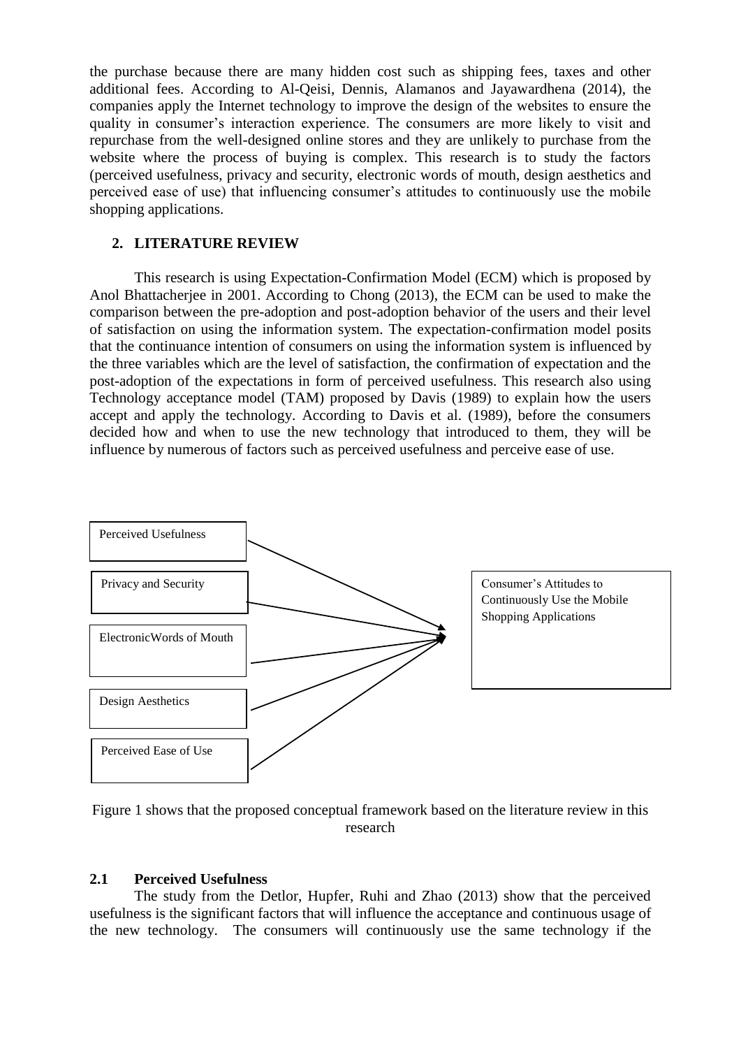the purchase because there are many hidden cost such as shipping fees, taxes and other additional fees. According to Al-Qeisi, Dennis, Alamanos and Jayawardhena (2014), the companies apply the Internet technology to improve the design of the websites to ensure the quality in consumer's interaction experience. The consumers are more likely to visit and repurchase from the well-designed online stores and they are unlikely to purchase from the website where the process of buying is complex. This research is to study the factors (perceived usefulness, privacy and security, electronic words of mouth, design aesthetics and perceived ease of use) that influencing consumer's attitudes to continuously use the mobile shopping applications.

## 2. LITERATURE REVIEW

This research is using Expectation-Confirmation Model (ECM) which is proposed by Anol Bhattacherjee in 2001. According to Chong (2013), the ECM can be used to make the comparison between the pre-adoption and post-adoption behavior of the users and their level of satisfaction on using the information system. The expectation-confirmation model posits that the continuance intention of consumers on using the information system is influenced by the three variables which are the level of satisfaction, the confirmation of expectation and the post-adoption of the expectations in form of perceived usefulness. This research also using Technology acceptance model (TAM) proposed by Davis (1989) to explain how the users accept and apply the technology. According to Davis et al. (1989), before the consumers decided how and when to use the new technology that introduced to them, they will be influence by numerous of factors such as perceived usefulness and perceive ease of use.

Perceived Usefulness

Privacy and Security

ElectronicWords of Mouth

Design Aesthetics

Perceived Ease of Use

Consumer's Attitudes to Continuously Use the Mobile Shopping Applications

Figure 1 shows that the proposed conceptual framework based on the literature review in this research

### 2.1 Perceived Usefulness

The study from the Detlor, Hupfer, Ruhi and Zhao (2013) show that the perceived usefulness is the significant factors that will influence the acceptance and continuous usage of the new technology. The consumers will continuously use the same technology if the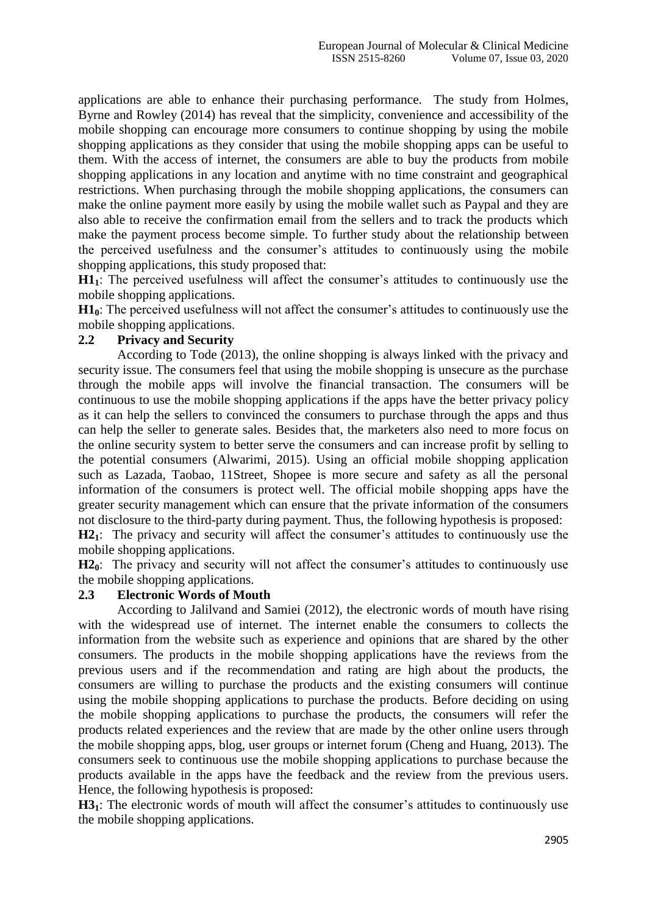applications are able to enhance their purchasing performance. The study from Holmes, Byrne and Rowley (2014) has reveal that the simplicity, convenience and accessibility of the mobile shopping can encourage more consumers to continue shopping by using the mobile shopping applications as they consider that using the mobile shopping apps can be useful to them. With the access of internet, the consumers are able to buy the products from mobile shopping applications in any location and anytime with no time constraint and geographical restrictions. When purchasing through the mobile shopping applications, the consumers can make the online payment more easily by using the mobile wallet such as Paypal and they are also able to receive the confirmation email from the sellers and to track the products which make the payment process become simple. To further study about the relationship between the perceived usefulness and the consumer's attitudes to continuously using the mobile shopping applications, this study proposed that:

**$H1_1$**: The perceived usefulness will affect the consumer's attitudes to continuously use the mobile shopping applications.

**$H1_0$**: The perceived usefulness will not affect the consumer's attitudes to continuously use the mobile shopping applications.

### 2.2 Privacy and Security

According to Tode (2013), the online shopping is always linked with the privacy and security issue. The consumers feel that using the mobile shopping is unsecure as the purchase through the mobile apps will involve the financial transaction. The consumers will be continuous to use the mobile shopping applications if the apps have the better privacy policy as it can help the sellers to convinced the consumers to purchase through the apps and thus can help the seller to generate sales. Besides that, the marketers also need to more focus on the online security system to better serve the consumers and can increase profit by selling to the potential consumers (Alwarimi, 2015). Using an official mobile shopping application such as Lazada, Taobao, 11Street, Shopee is more secure and safety as all the personal information of the consumers is protect well. The official mobile shopping apps have the greater security management which can ensure that the private information of the consumers not disclosure to the third-party during payment. Thus, the following hypothesis is proposed:

**$H2_1$**: The privacy and security will affect the consumer's attitudes to continuously use the mobile shopping applications.

**$H2_0$**: The privacy and security will not affect the consumer's attitudes to continuously use the mobile shopping applications.

### 2.3 Electronic Words of Mouth

According to Jalilvand and Samiei (2012), the electronic words of mouth have rising with the widespread use of internet. The internet enable the consumers to collects the information from the website such as experience and opinions that are shared by the other consumers. The products in the mobile shopping applications have the reviews from the previous users and if the recommendation and rating are high about the products, the consumers are willing to purchase the products and the existing consumers will continue using the mobile shopping applications to purchase the products. Before deciding on using the mobile shopping applications to purchase the products, the consumers will refer the products related experiences and the review that are made by the other online users through the mobile shopping apps, blog, user groups or internet forum (Cheng and Huang, 2013). The consumers seek to continuous use the mobile shopping applications to purchase because the products available in the apps have the feedback and the review from the previous users. Hence, the following hypothesis is proposed:

**$H3_1$**: The electronic words of mouth will affect the consumer's attitudes to continuously use the mobile shopping applications.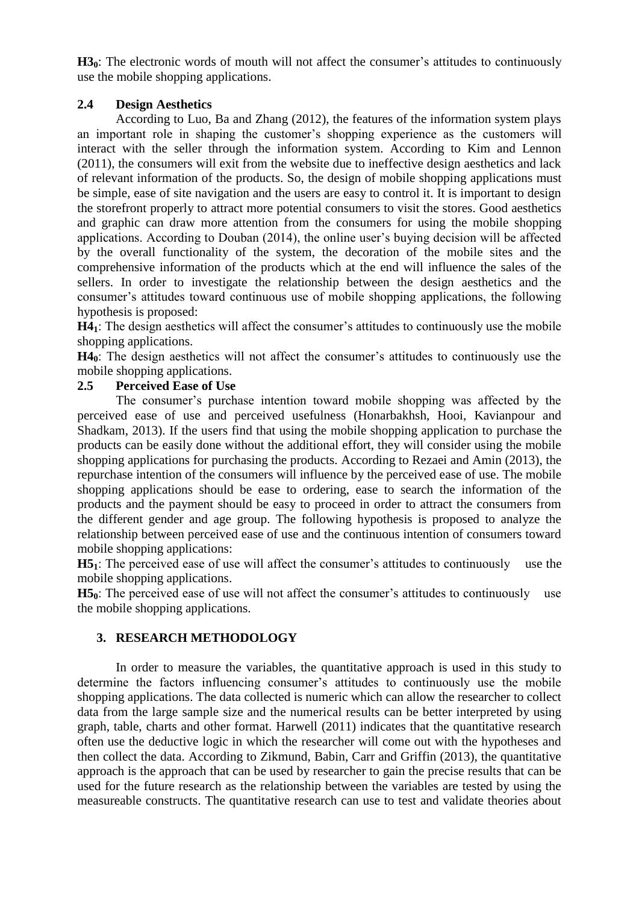**$H3_0$**: The electronic words of mouth will not affect the consumer's attitudes to continuously use the mobile shopping applications.

### 2.4 Design Aesthetics

According to Luo, Ba and Zhang (2012), the features of the information system plays an important role in shaping the customer's shopping experience as the customers will interact with the seller through the information system. According to Kim and Lennon (2011), the consumers will exit from the website due to ineffective design aesthetics and lack of relevant information of the products. So, the design of mobile shopping applications must be simple, ease of site navigation and the users are easy to control it. It is important to design the storefront properly to attract more potential consumers to visit the stores. Good aesthetics and graphic can draw more attention from the consumers for using the mobile shopping applications. According to Douban (2014), the online user's buying decision will be affected by the overall functionality of the system, the decoration of the mobile sites and the comprehensive information of the products which at the end will influence the sales of the sellers. In order to investigate the relationship between the design aesthetics and the consumer's attitudes toward continuous use of mobile shopping applications, the following hypothesis is proposed:

**$H4_1$**: The design aesthetics will affect the consumer's attitudes to continuously use the mobile shopping applications.

**$H4_0$**: The design aesthetics will not affect the consumer's attitudes to continuously use the mobile shopping applications.

### 2.5 Perceived Ease of Use

The consumer's purchase intention toward mobile shopping was affected by the perceived ease of use and perceived usefulness (Honarbakhsh, Hooi, Kavianpour and Shadkam, 2013). If the users find that using the mobile shopping application to purchase the products can be easily done without the additional effort, they will consider using the mobile shopping applications for purchasing the products. According to Rezaei and Amin (2013), the repurchase intention of the consumers will influence by the perceived ease of use. The mobile shopping applications should be ease to ordering, ease to search the information of the products and the payment should be easy to proceed in order to attract the consumers from the different gender and age group. The following hypothesis is proposed to analyze the relationship between perceived ease of use and the continuous intention of consumers toward mobile shopping applications:

**$H5_1$**: The perceived ease of use will affect the consumer's attitudes to continuously use the mobile shopping applications.

**$H5_0$**: The perceived ease of use will not affect the consumer's attitudes to continuously use the mobile shopping applications.

## 3. RESEARCH METHODOLOGY

In order to measure the variables, the quantitative approach is used in this study to determine the factors influencing consumer's attitudes to continuously use the mobile shopping applications. The data collected is numeric which can allow the researcher to collect data from the large sample size and the numerical results can be better interpreted by using graph, table, charts and other format. Harwell (2011) indicates that the quantitative research often use the deductive logic in which the researcher will come out with the hypotheses and then collect the data. According to Zikmund, Babin, Carr and Griffin (2013), the quantitative approach is the approach that can be used by researcher to gain the precise results that can be used for the future research as the relationship between the variables are tested by using the measureable constructs. The quantitative research can use to test and validate theories about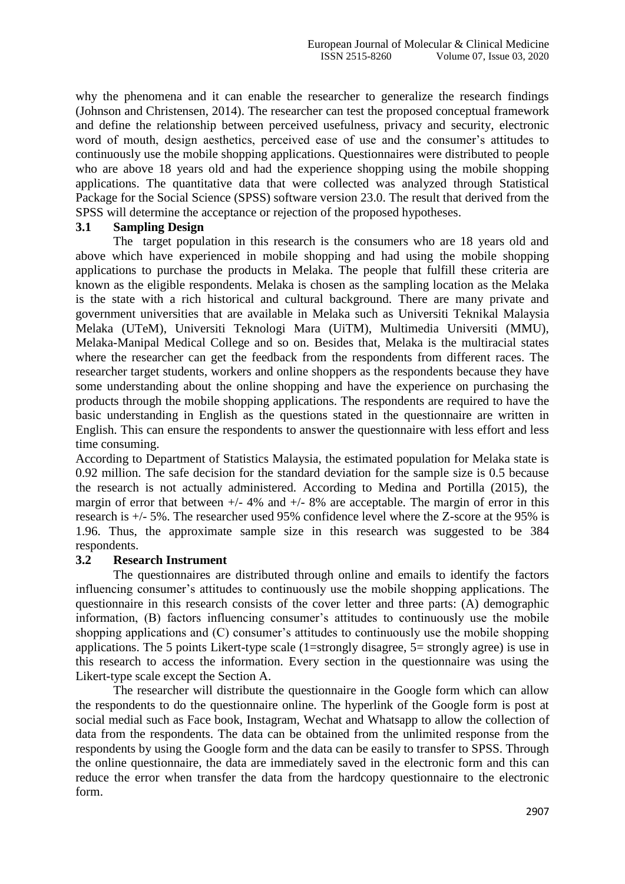why the phenomena and it can enable the researcher to generalize the research findings (Johnson and Christensen, 2014). The researcher can test the proposed conceptual framework and define the relationship between perceived usefulness, privacy and security, electronic word of mouth, design aesthetics, perceived ease of use and the consumer's attitudes to continuously use the mobile shopping applications. Questionnaires were distributed to people who are above 18 years old and had the experience shopping using the mobile shopping applications. The quantitative data that were collected was analyzed through Statistical Package for the Social Science (SPSS) software version 23.0. The result that derived from the SPSS will determine the acceptance or rejection of the proposed hypotheses.

### 3.1 Sampling Design

The target population in this research is the consumers who are 18 years old and above which have experienced in mobile shopping and had using the mobile shopping applications to purchase the products in Melaka. The people that fulfill these criteria are known as the eligible respondents. Melaka is chosen as the sampling location as the Melaka is the state with a rich historical and cultural background. There are many private and government universities that are available in Melaka such as Universiti Teknikal Malaysia Melaka (UTeM), Universiti Teknologi Mara (UiTM), Multimedia Universiti (MMU), Melaka-Manipal Medical College and so on. Besides that, Melaka is the multiracial states where the researcher can get the feedback from the respondents from different races. The researcher target students, workers and online shoppers as the respondents because they have some understanding about the online shopping and have the experience on purchasing the products through the mobile shopping applications. The respondents are required to have the basic understanding in English as the questions stated in the questionnaire are written in English. This can ensure the respondents to answer the questionnaire with less effort and less time consuming.

According to Department of Statistics Malaysia, the estimated population for Melaka state is 0.92 million. The safe decision for the standard deviation for the sample size is 0.5 because the research is not actually administered. According to Medina and Portilla (2015), the margin of error that between +/- 4% and +/- 8% are acceptable. The margin of error in this research is +/- 5%. The researcher used 95% confidence level where the Z-score at the 95% is 1.96. Thus, the approximate sample size in this research was suggested to be 384 respondents.

### 3.2 Research Instrument

The questionnaires are distributed through online and emails to identify the factors influencing consumer's attitudes to continuously use the mobile shopping applications. The questionnaire in this research consists of the cover letter and three parts: (A) demographic information, (B) factors influencing consumer's attitudes to continuously use the mobile shopping applications and (C) consumer's attitudes to continuously use the mobile shopping applications. The 5 points Likert-type scale (1=strongly disagree, 5= strongly agree) is use in this research to access the information. Every section in the questionnaire was using the Likert-type scale except the Section A.

The researcher will distribute the questionnaire in the Google form which can allow the respondents to do the questionnaire online. The hyperlink of the Google form is post at social medial such as Face book, Instagram, Wechat and Whatsapp to allow the collection of data from the respondents. The data can be obtained from the unlimited response from the respondents by using the Google form and the data can be easily to transfer to SPSS. Through the online questionnaire, the data are immediately saved in the electronic form and this can reduce the error when transfer the data from the hardcopy questionnaire to the electronic form.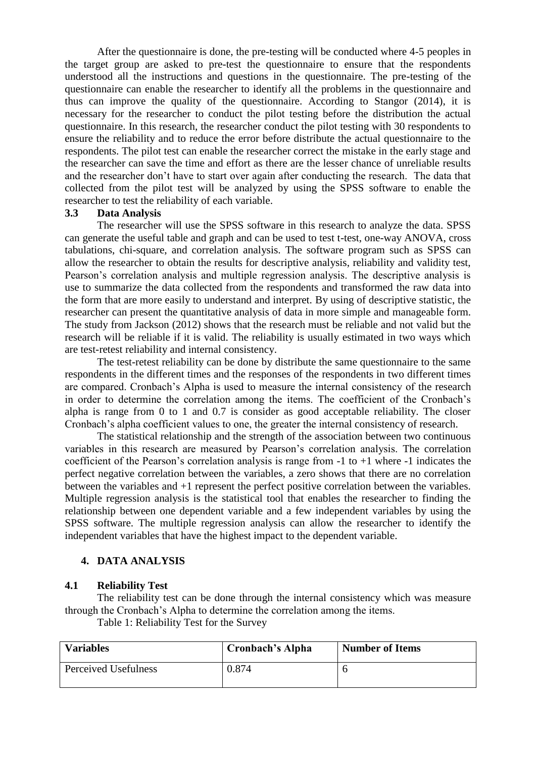After the questionnaire is done, the pre-testing will be conducted where 4-5 peoples in the target group are asked to pre-test the questionnaire to ensure that the respondents understood all the instructions and questions in the questionnaire. The pre-testing of the questionnaire can enable the researcher to identify all the problems in the questionnaire and thus can improve the quality of the questionnaire. According to Stangor (2014), it is necessary for the researcher to conduct the pilot testing before the distribution the actual questionnaire. In this research, the researcher conduct the pilot testing with 30 respondents to ensure the reliability and to reduce the error before distribute the actual questionnaire to the respondents. The pilot test can enable the researcher correct the mistake in the early stage and the researcher can save the time and effort as there are the lesser chance of unreliable results and the researcher don't have to start over again after conducting the research. The data that collected from the pilot test will be analyzed by using the SPSS software to enable the researcher to test the reliability of each variable.

### 3.3 Data Analysis

The researcher will use the SPSS software in this research to analyze the data. SPSS can generate the useful table and graph and can be used to test t-test, one-way ANOVA, cross tabulations, chi-square, and correlation analysis. The software program such as SPSS can allow the researcher to obtain the results for descriptive analysis, reliability and validity test, Pearson's correlation analysis and multiple regression analysis. The descriptive analysis is use to summarize the data collected from the respondents and transformed the raw data into the form that are more easily to understand and interpret. By using of descriptive statistic, the researcher can present the quantitative analysis of data in more simple and manageable form. The study from Jackson (2012) shows that the research must be reliable and not valid but the research will be reliable if it is valid. The reliability is usually estimated in two ways which are test-retest reliability and internal consistency.

The test-retest reliability can be done by distribute the same questionnaire to the same respondents in the different times and the responses of the respondents in two different times are compared. Cronbach's Alpha is used to measure the internal consistency of the research in order to determine the correlation among the items. The coefficient of the Cronbach's alpha is range from 0 to 1 and 0.7 is consider as good acceptable reliability. The closer Cronbach's alpha coefficient values to one, the greater the internal consistency of research.

The statistical relationship and the strength of the association between two continuous variables in this research are measured by Pearson's correlation analysis. The correlation coefficient of the Pearson's correlation analysis is range from -1 to +1 where -1 indicates the perfect negative correlation between the variables, a zero shows that there are no correlation between the variables and +1 represent the perfect positive correlation between the variables. Multiple regression analysis is the statistical tool that enables the researcher to finding the relationship between one dependent variable and a few independent variables by using the SPSS software. The multiple regression analysis can allow the researcher to identify the independent variables that have the highest impact to the dependent variable.

## 4. DATA ANALYSIS

### 4.1 Reliability Test

The reliability test can be done through the internal consistency which was measure through the Cronbach's Alpha to determine the correlation among the items.

Table 1: Reliability Test for the Survey

| Variables | Cronbach's Alpha | Number of Items |
|---|---|---|
| Perceived Usefulness | 0.874 | 6 |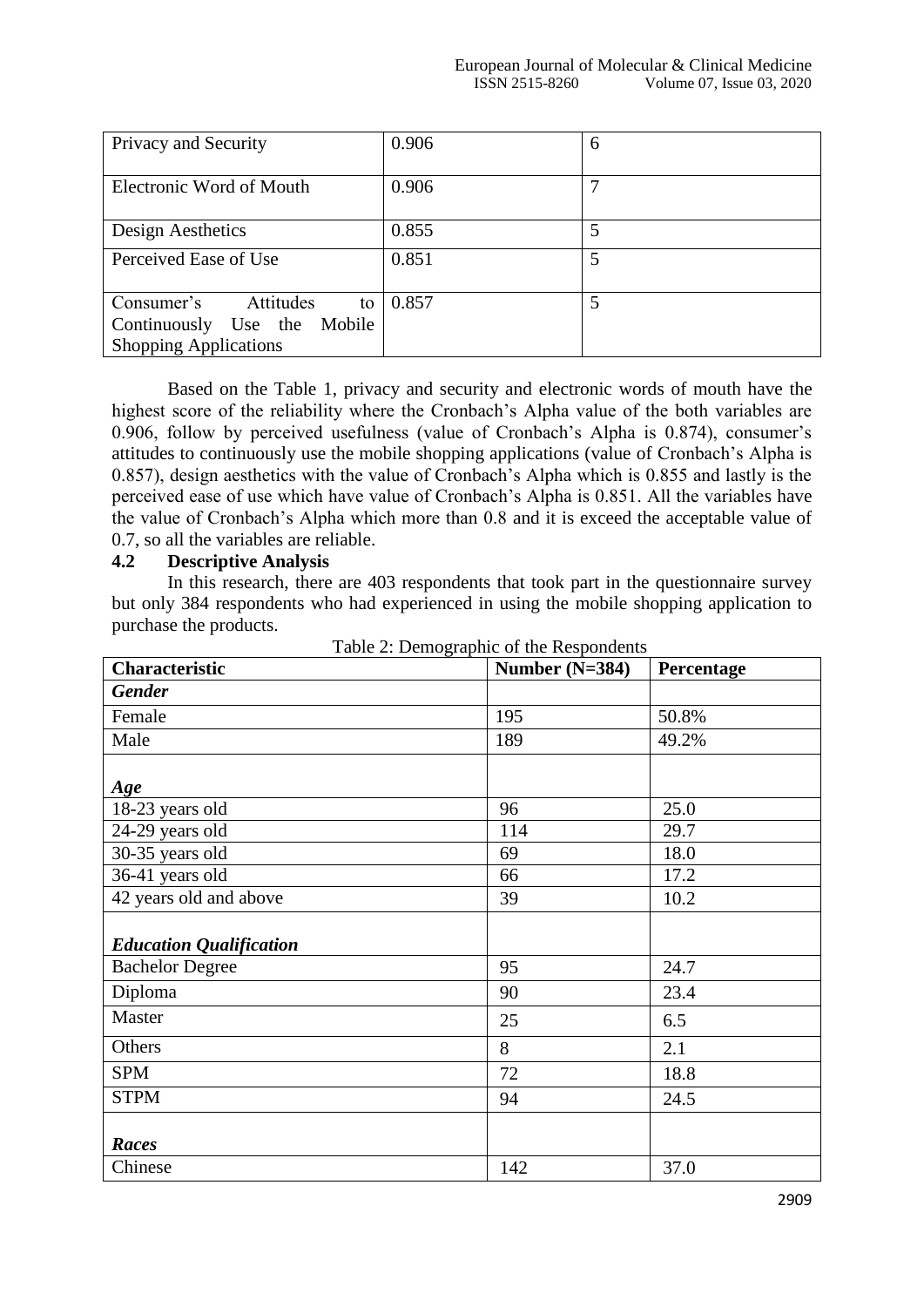| Privacy and Security | 0.906 | 6 |
|---|---|---|
| Electronic Word of Mouth | 0.906 | 7 |
| Design Aesthetics | 0.855 | 5 |
| Perceived Ease of Use | 0.851 | 5 |
| Consumer's Attitudes to Continuously Use the Mobile Shopping Applications | 0.857 | 5 |

Based on the Table 1, privacy and security and electronic words of mouth have the highest score of the reliability where the Cronbach's Alpha value of the both variables are 0.906, follow by perceived usefulness (value of Cronbach's Alpha is 0.874), consumer's attitudes to continuously use the mobile shopping applications (value of Cronbach's Alpha is 0.857), design aesthetics with the value of Cronbach's Alpha which is 0.855 and lastly is the perceived ease of use which have value of Cronbach's Alpha is 0.851. All the variables have the value of Cronbach's Alpha which more than 0.8 and it is exceed the acceptable value of 0.7, so all the variables are reliable.

### 4.2 Descriptive Analysis

In this research, there are 403 respondents that took part in the questionnaire survey but only 384 respondents who had experienced in using the mobile shopping application to purchase the products.

Table 2: Demographic of the Respondents

| Characteristic | Number (N=384) | Percentage |
|---|---|---|
| ***Gender*** | | |
| Female | 195 | 50.8% |
| Male | 189 | 49.2% |
| ***Age*** | | |
| 18-23 years old | 96 | 25.0 |
| 24-29 years old | 114 | 29.7 |
| 30-35 years old | 69 | 18.0 |
| 36-41 years old | 66 | 17.2 |
| 42 years old and above | 39 | 10.2 |
| ***Education Qualification*** | | |
| Bachelor Degree | 95 | 24.7 |
| Diploma | 90 | 23.4 |
| Master | 25 | 6.5 |
| Others | 8 | 2.1 |
| SPM | 72 | 18.8 |
| STPM | 94 | 24.5 |
| ***Races*** | | |
| Chinese | 142 | 37.0 |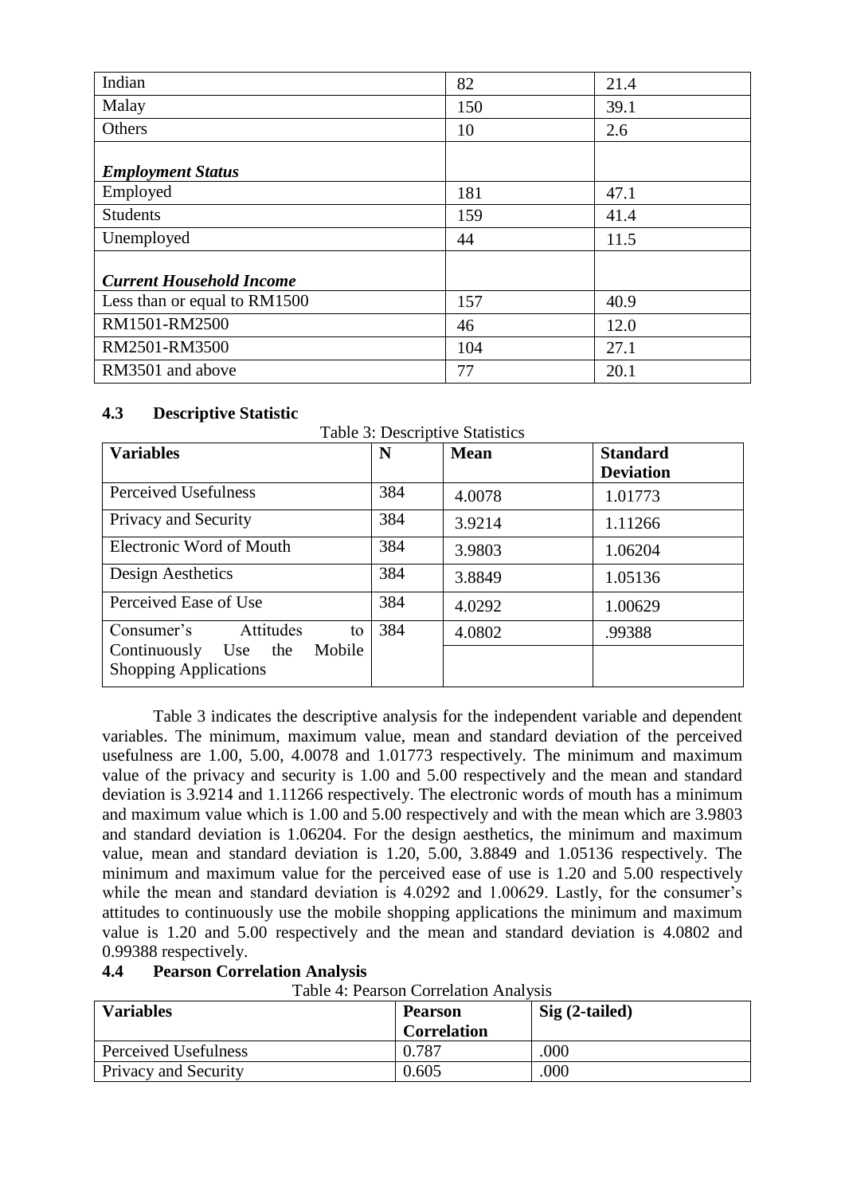| Indian | 82 | 21.4 |
|---|---|---|
| Malay | 150 | 39.1 |
| Others | 10 | 2.6 |
| ***Employment Status*** | | |
| Employed | 181 | 47.1 |
| Students | 159 | 41.4 |
| Unemployed | 44 | 11.5 |
| ***Current Household Income*** | | |
| Less than or equal to RM1500 | 157 | 40.9 |
| RM1501-RM2500 | 46 | 12.0 |
| RM2501-RM3500 | 104 | 27.1 |
| RM3501 and above | 77 | 20.1 |

### 4.3 Descriptive Statistic

Table 3: Descriptive Statistics

| Variables | N | Mean | Standard Deviation |
|---|---|---|---|
| Perceived Usefulness | 384 | 4.0078 | 1.01773 |
| Privacy and Security | 384 | 3.9214 | 1.11266 |
| Electronic Word of Mouth | 384 | 3.9803 | 1.06204 |
| Design Aesthetics | 384 | 3.8849 | 1.05136 |
| Perceived Ease of Use | 384 | 4.0292 | 1.00629 |
| Consumer's Attitudes to Continuously Use the Mobile Shopping Applications | 384 | 4.0802 | .99388 |

Table 3 indicates the descriptive analysis for the independent variable and dependent variables. The minimum, maximum value, mean and standard deviation of the perceived usefulness are 1.00, 5.00, 4.0078 and 1.01773 respectively. The minimum and maximum value of the privacy and security is 1.00 and 5.00 respectively and the mean and standard deviation is 3.9214 and 1.11266 respectively. The electronic words of mouth has a minimum and maximum value which is 1.00 and 5.00 respectively and with the mean which are 3.9803 and standard deviation is 1.06204. For the design aesthetics, the minimum and maximum value, mean and standard deviation is 1.20, 5.00, 3.8849 and 1.05136 respectively. The minimum and maximum value for the perceived ease of use is 1.20 and 5.00 respectively while the mean and standard deviation is 4.0292 and 1.00629. Lastly, for the consumer's attitudes to continuously use the mobile shopping applications the minimum and maximum value is 1.20 and 5.00 respectively and the mean and standard deviation is 4.0802 and 0.99388 respectively.

### 4.4 Pearson Correlation Analysis

Table 4: Pearson Correlation Analysis

| Variables | Pearson Correlation | Sig (2-tailed) |
|---|---|---|
| Perceived Usefulness | 0.787 | .000 |
| Privacy and Security | 0.605 | .000 |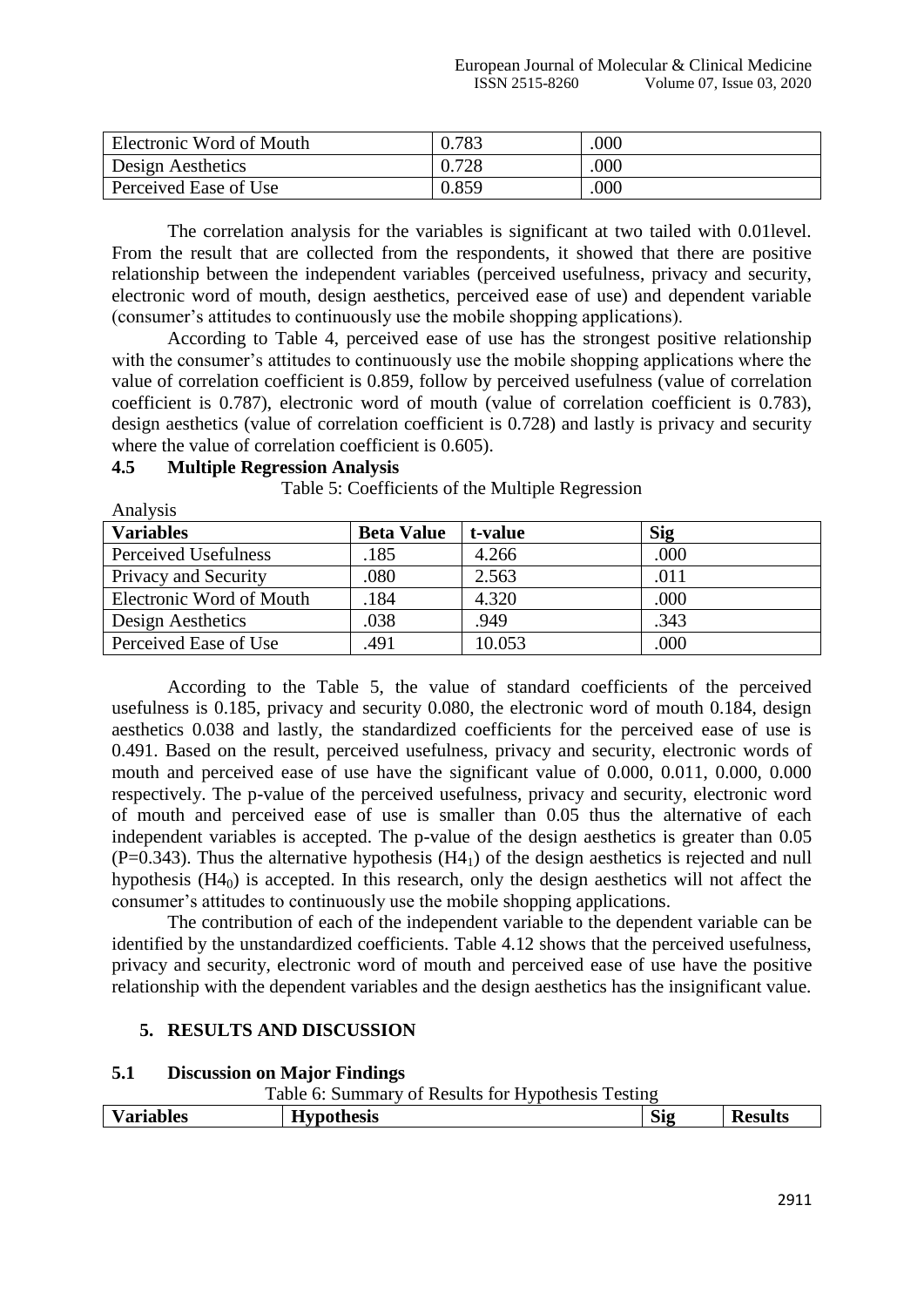| Electronic Word of Mouth | 0.783 | .000 |
|---|---|---|
| Design Aesthetics | 0.728 | .000 |
| Perceived Ease of Use | 0.859 | .000 |

The correlation analysis for the variables is significant at two tailed with 0.01level. From the result that are collected from the respondents, it showed that there are positive relationship between the independent variables (perceived usefulness, privacy and security, electronic word of mouth, design aesthetics, perceived ease of use) and dependent variable (consumer's attitudes to continuously use the mobile shopping applications).

According to Table 4, perceived ease of use has the strongest positive relationship with the consumer's attitudes to continuously use the mobile shopping applications where the value of correlation coefficient is 0.859, follow by perceived usefulness (value of correlation coefficient is 0.787), electronic word of mouth (value of correlation coefficient is 0.783), design aesthetics (value of correlation coefficient is 0.728) and lastly is privacy and security where the value of correlation coefficient is 0.605).

### 4.5 Multiple Regression Analysis

Table 5: Coefficients of the Multiple Regression Analysis

| Variables | Beta Value | t-value | Sig |
|---|---|---|---|
| Perceived Usefulness | .185 | 4.266 | .000 |
| Privacy and Security | .080 | 2.563 | .011 |
| Electronic Word of Mouth | .184 | 4.320 | .000 |
| Design Aesthetics | .038 | .949 | .343 |
| Perceived Ease of Use | .491 | 10.053 | .000 |

According to the Table 5, the value of standard coefficients of the perceived usefulness is 0.185, privacy and security 0.080, the electronic word of mouth 0.184, design aesthetics 0.038 and lastly, the standardized coefficients for the perceived ease of use is 0.491. Based on the result, perceived usefulness, privacy and security, electronic words of mouth and perceived ease of use have the significant value of 0.000, 0.011, 0.000, 0.000 respectively. The p-value of the perceived usefulness, privacy and security, electronic word of mouth and perceived ease of use is smaller than 0.05 thus the alternative of each independent variables is accepted. The p-value of the design aesthetics is greater than 0.05 (P=0.343). Thus the alternative hypothesis ($H4_1$) of the design aesthetics is rejected and null hypothesis ($H4_0$) is accepted. In this research, only the design aesthetics will not affect the consumer's attitudes to continuously use the mobile shopping applications.

The contribution of each of the independent variable to the dependent variable can be identified by the unstandardized coefficients. Table 4.12 shows that the perceived usefulness, privacy and security, electronic word of mouth and perceived ease of use have the positive relationship with the dependent variables and the design aesthetics has the insignificant value.

## 5. RESULTS AND DISCUSSION

### 5.1 Discussion on Major Findings

Table 6: Summary of Results for Hypothesis Testing

| Variables | Hypothesis | Sig | Results |
|---|---|---|---|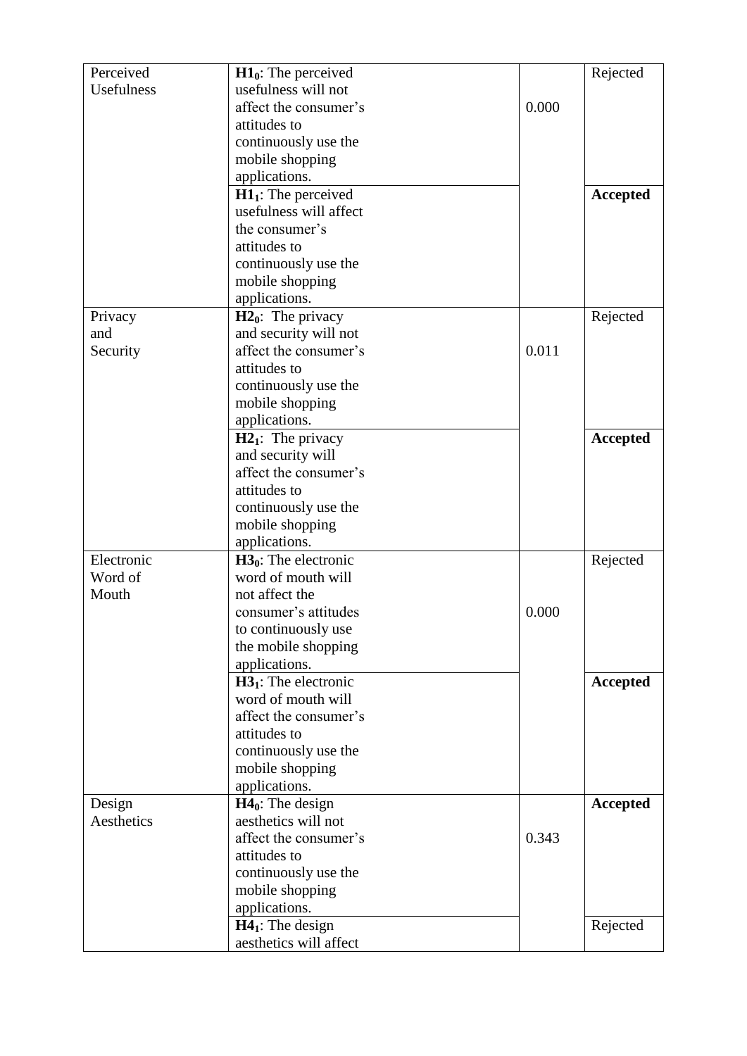| | | | |
|---|---|---|---|
| Perceived Usefulness | **$H1_0$**: The perceived usefulness will not affect the consumer's attitudes to continuously use the mobile shopping applications. | 0.000 | Rejected |
| | **$H1_1$**: The perceived usefulness will affect the consumer's attitudes to continuously use the mobile shopping applications. | | **Accepted** |
| Privacy and Security | **$H2_0$**: The privacy and security will not affect the consumer's attitudes to continuously use the mobile shopping applications. | 0.011 | Rejected |
| | **$H2_1$**: The privacy and security will affect the consumer's attitudes to continuously use the mobile shopping applications. | | **Accepted** |
| Electronic Word of Mouth | **$H3_0$**: The electronic word of mouth will not affect the consumer's attitudes to continuously use the mobile shopping applications. | 0.000 | Rejected |
| | **$H3_1$**: The electronic word of mouth will affect the consumer's attitudes to continuously use the mobile shopping applications. | | **Accepted** |
| Design Aesthetics | **$H4_0$**: The design aesthetics will not affect the consumer's attitudes to continuously use the mobile shopping applications. | 0.343 | **Accepted** |
| | **$H4_1$**: The design aesthetics will affect | | Rejected |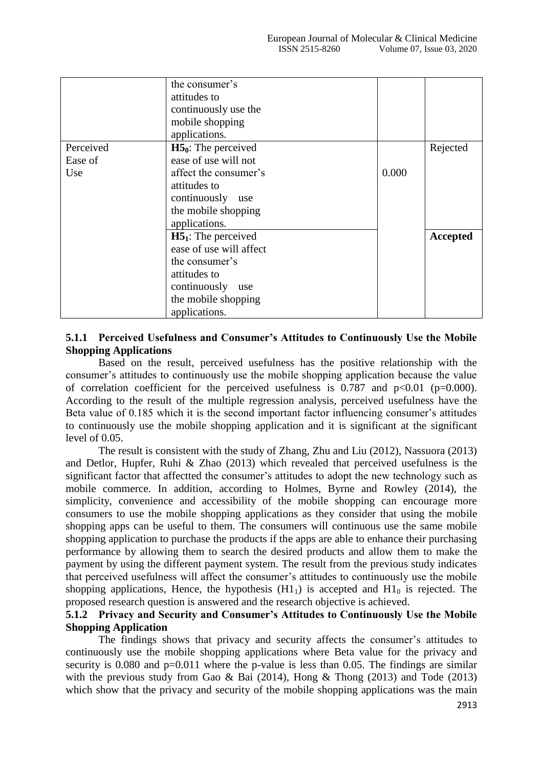| | the consumer's attitudes to continuously use the mobile shopping applications. | | |
|---|---|---|---|
| Perceived Ease of Use | **$H5_0$**: The perceived ease of use will not affect the consumer's attitudes to continuously use the mobile shopping applications. | 0.000 | Rejected |
| | **$H5_1$**: The perceived ease of use will affect the consumer's attitudes to continuously use the mobile shopping applications. | | **Accepted** |

### 5.1.1 Perceived Usefulness and Consumer's Attitudes to Continuously Use the Mobile Shopping Applications

Based on the result, perceived usefulness has the positive relationship with the consumer's attitudes to continuously use the mobile shopping application because the value of correlation coefficient for the perceived usefulness is 0.787 and $p<0.01$ ($p=0.000$). According to the result of the multiple regression analysis, perceived usefulness have the Beta value of 0.185 which it is the second important factor influencing consumer's attitudes to continuously use the mobile shopping application and it is significant at the significant level of 0.05.

The result is consistent with the study of Zhang, Zhu and Liu (2012), Nassuora (2013) and Detlor, Hupfer, Ruhi & Zhao (2013) which revealed that perceived usefulness is the significant factor that affectted the consumer's attitudes to adopt the new technology such as mobile commerce. In addition, according to Holmes, Byrne and Rowley (2014), the simplicity, convenience and accessibility of the mobile shopping can encourage more consumers to use the mobile shopping applications as they consider that using the mobile shopping apps can be useful to them. The consumers will continuous use the same mobile shopping application to purchase the products if the apps are able to enhance their purchasing performance by allowing them to search the desired products and allow them to make the payment by using the different payment system. The result from the previous study indicates that perceived usefulness will affect the consumer's attitudes to continuously use the mobile shopping applications, Hence, the hypothesis ($H1_1$) is accepted and $H1_0$ is rejected. The proposed research question is answered and the research objective is achieved.

### 5.1.2 Privacy and Security and Consumer's Attitudes to Continuously Use the Mobile Shopping Application

The findings shows that privacy and security affects the consumer's attitudes to continuously use the mobile shopping applications where Beta value for the privacy and security is 0.080 and $p=0.011$ where the p-value is less than 0.05. The findings are similar with the previous study from Gao & Bai (2014), Hong & Thong (2013) and Tode (2013) which show that the privacy and security of the mobile shopping applications was the main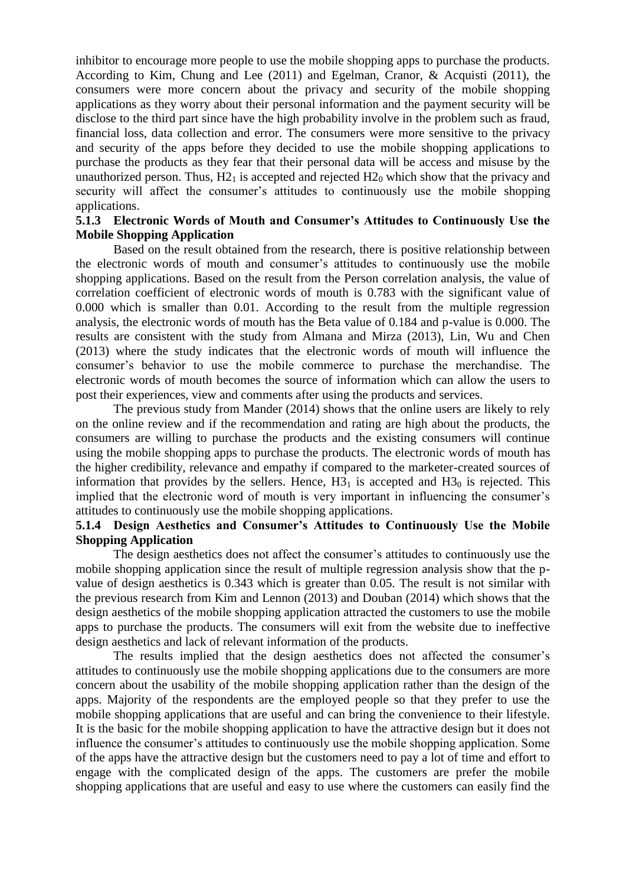inhibitor to encourage more people to use the mobile shopping apps to purchase the products. According to Kim, Chung and Lee (2011) and Egelman, Cranor, & Acquisti (2011), the consumers were more concern about the privacy and security of the mobile shopping applications as they worry about their personal information and the payment security will be disclose to the third part since have the high probability involve in the problem such as fraud, financial loss, data collection and error. The consumers were more sensitive to the privacy and security of the apps before they decided to use the mobile shopping applications to purchase the products as they fear that their personal data will be access and misuse by the unauthorized person. Thus, $H2_1$ is accepted and rejected $H2_0$ which show that the privacy and security will affect the consumer's attitudes to continuously use the mobile shopping applications.

### 5.1.3 Electronic Words of Mouth and Consumer's Attitudes to Continuously Use the Mobile Shopping Application

Based on the result obtained from the research, there is positive relationship between the electronic words of mouth and consumer's attitudes to continuously use the mobile shopping applications. Based on the result from the Person correlation analysis, the value of correlation coefficient of electronic words of mouth is 0.783 with the significant value of 0.000 which is smaller than 0.01. According to the result from the multiple regression analysis, the electronic words of mouth has the Beta value of 0.184 and p-value is 0.000. The results are consistent with the study from Almana and Mirza (2013), Lin, Wu and Chen (2013) where the study indicates that the electronic words of mouth will influence the consumer's behavior to use the mobile commerce to purchase the merchandise. The electronic words of mouth becomes the source of information which can allow the users to post their experiences, view and comments after using the products and services.

The previous study from Mander (2014) shows that the online users are likely to rely on the online review and if the recommendation and rating are high about the products, the consumers are willing to purchase the products and the existing consumers will continue using the mobile shopping apps to purchase the products. The electronic words of mouth has the higher credibility, relevance and empathy if compared to the marketer-created sources of information that provides by the sellers. Hence, $H3_1$ is accepted and $H3_0$ is rejected. This implied that the electronic word of mouth is very important in influencing the consumer's attitudes to continuously use the mobile shopping applications.

### 5.1.4 Design Aesthetics and Consumer's Attitudes to Continuously Use the Mobile Shopping Application

The design aesthetics does not affect the consumer's attitudes to continuously use the mobile shopping application since the result of multiple regression analysis show that the p-value of design aesthetics is 0.343 which is greater than 0.05. The result is not similar with the previous research from Kim and Lennon (2013) and Douban (2014) which shows that the design aesthetics of the mobile shopping application attracted the customers to use the mobile apps to purchase the products. The consumers will exit from the website due to ineffective design aesthetics and lack of relevant information of the products.

The results implied that the design aesthetics does not affected the consumer's attitudes to continuously use the mobile shopping applications due to the consumers are more concern about the usability of the mobile shopping application rather than the design of the apps. Majority of the respondents are the employed people so that they prefer to use the mobile shopping applications that are useful and can bring the convenience to their lifestyle. It is the basic for the mobile shopping application to have the attractive design but it does not influence the consumer's attitudes to continuously use the mobile shopping application. Some of the apps have the attractive design but the customers need to pay a lot of time and effort to engage with the complicated design of the apps. The customers are prefer the mobile shopping applications that are useful and easy to use where the customers can easily find the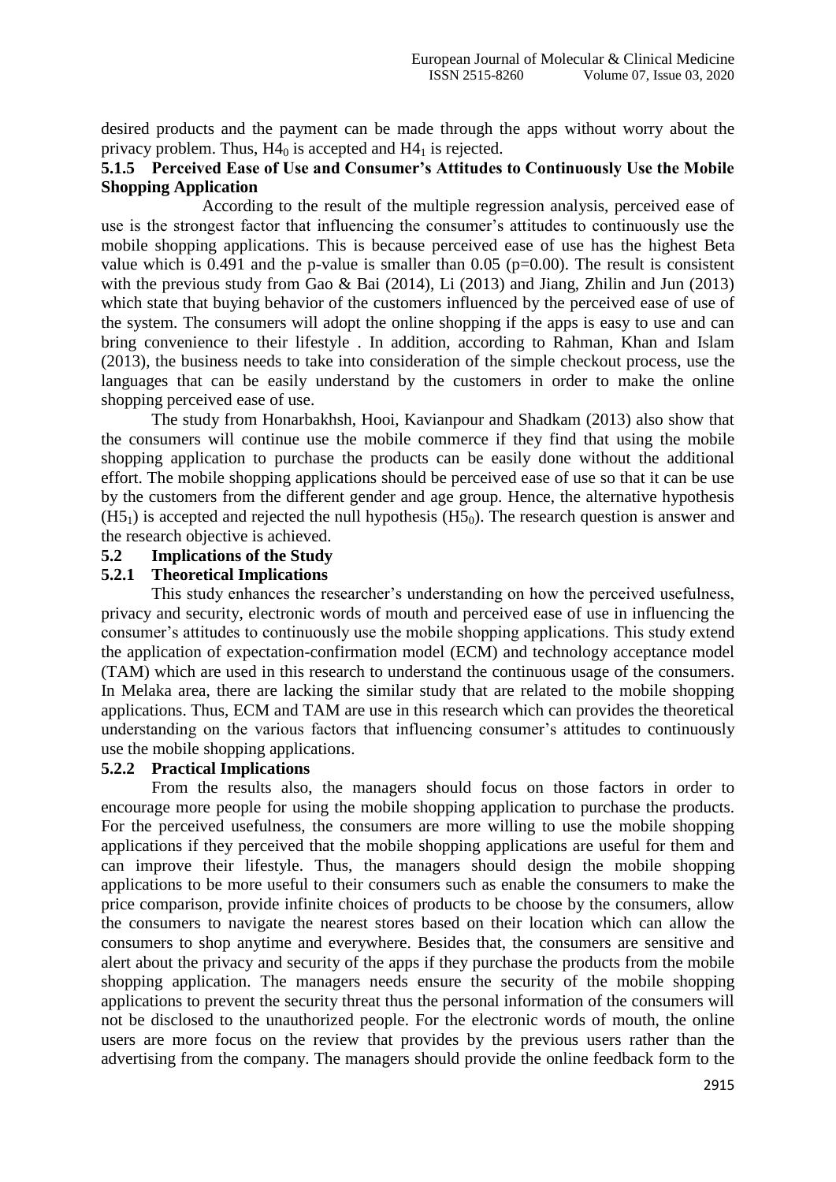desired products and the payment can be made through the apps without worry about the privacy problem. Thus, $H4_0$ is accepted and $H4_1$ is rejected.

### 5.1.5 Perceived Ease of Use and Consumer's Attitudes to Continuously Use the Mobile Shopping Application

According to the result of the multiple regression analysis, perceived ease of use is the strongest factor that influencing the consumer's attitudes to continuously use the mobile shopping applications. This is because perceived ease of use has the highest Beta value which is 0.491 and the p-value is smaller than 0.05 ($p=0.00$). The result is consistent with the previous study from Gao & Bai (2014), Li (2013) and Jiang, Zhilin and Jun (2013) which state that buying behavior of the customers influenced by the perceived ease of use of the system. The consumers will adopt the online shopping if the apps is easy to use and can bring convenience to their lifestyle . In addition, according to Rahman, Khan and Islam (2013), the business needs to take into consideration of the simple checkout process, use the languages that can be easily understand by the customers in order to make the online shopping perceived ease of use.

The study from Honarbakhsh, Hooi, Kavianpour and Shadkam (2013) also show that the consumers will continue use the mobile commerce if they find that using the mobile shopping application to purchase the products can be easily done without the additional effort. The mobile shopping applications should be perceived ease of use so that it can be use by the customers from the different gender and age group. Hence, the alternative hypothesis ($H5_1$) is accepted and rejected the null hypothesis ($H5_0$). The research question is answer and the research objective is achieved.

## 5.2 Implications of the Study

### 5.2.1 Theoretical Implications

This study enhances the researcher's understanding on how the perceived usefulness, privacy and security, electronic words of mouth and perceived ease of use in influencing the consumer's attitudes to continuously use the mobile shopping applications. This study extend the application of expectation-confirmation model (ECM) and technology acceptance model (TAM) which are used in this research to understand the continuous usage of the consumers. In Melaka area, there are lacking the similar study that are related to the mobile shopping applications. Thus, ECM and TAM are use in this research which can provides the theoretical understanding on the various factors that influencing consumer's attitudes to continuously use the mobile shopping applications.

### 5.2.2 Practical Implications

From the results also, the managers should focus on those factors in order to encourage more people for using the mobile shopping application to purchase the products. For the perceived usefulness, the consumers are more willing to use the mobile shopping applications if they perceived that the mobile shopping applications are useful for them and can improve their lifestyle. Thus, the managers should design the mobile shopping applications to be more useful to their consumers such as enable the consumers to make the price comparison, provide infinite choices of products to be choose by the consumers, allow the consumers to navigate the nearest stores based on their location which can allow the consumers to shop anytime and everywhere. Besides that, the consumers are sensitive and alert about the privacy and security of the apps if they purchase the products from the mobile shopping application. The managers needs ensure the security of the mobile shopping applications to prevent the security threat thus the personal information of the consumers will not be disclosed to the unauthorized people. For the electronic words of mouth, the online users are more focus on the review that provides by the previous users rather than the advertising from the company. The managers should provide the online feedback form to the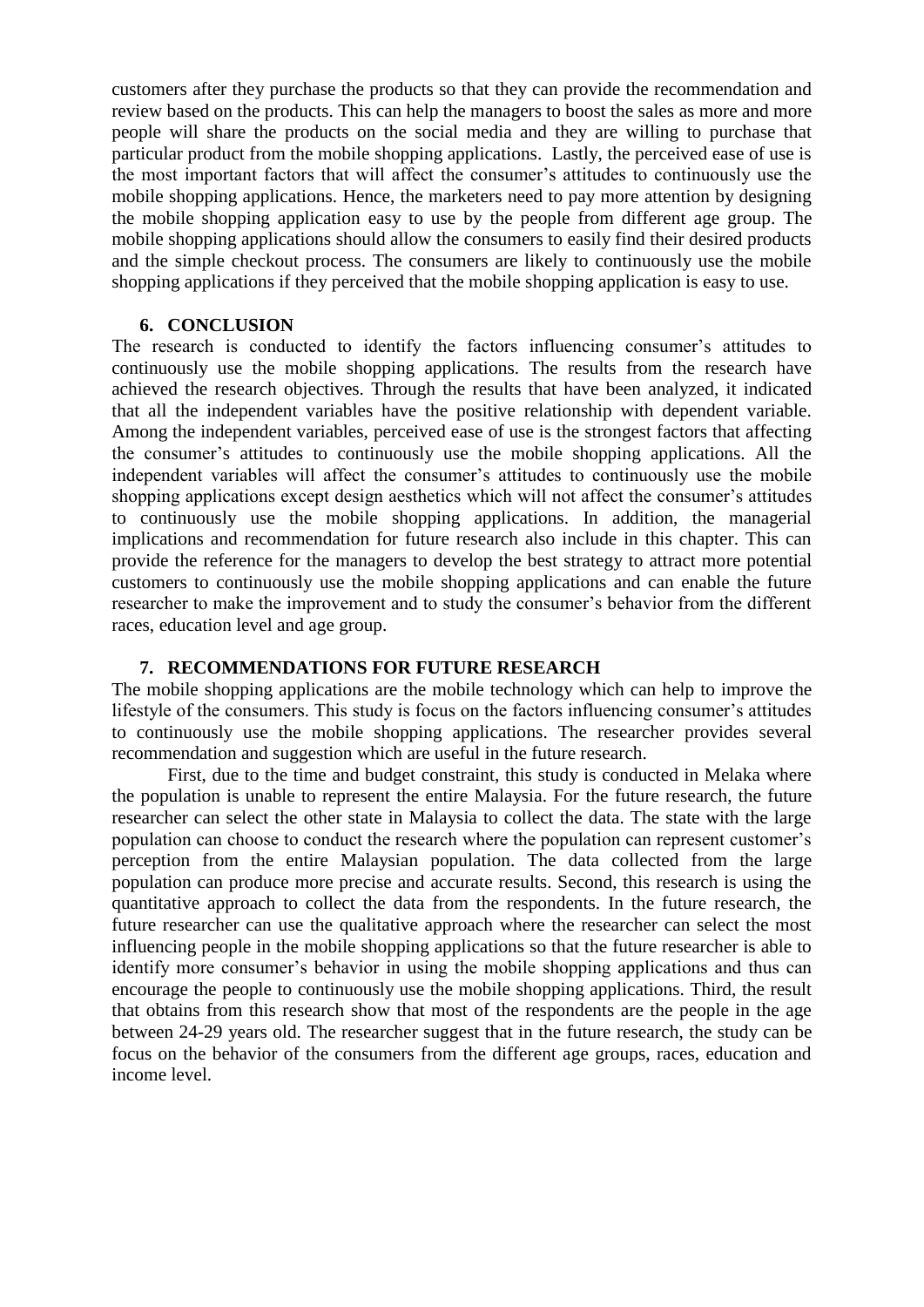customers after they purchase the products so that they can provide the recommendation and review based on the products. This can help the managers to boost the sales as more and more people will share the products on the social media and they are willing to purchase that particular product from the mobile shopping applications. Lastly, the perceived ease of use is the most important factors that will affect the consumer's attitudes to continuously use the mobile shopping applications. Hence, the marketers need to pay more attention by designing the mobile shopping application easy to use by the people from different age group. The mobile shopping applications should allow the consumers to easily find their desired products and the simple checkout process. The consumers are likely to continuously use the mobile shopping applications if they perceived that the mobile shopping application is easy to use.

## 6. CONCLUSION

The research is conducted to identify the factors influencing consumer's attitudes to continuously use the mobile shopping applications. The results from the research have achieved the research objectives. Through the results that have been analyzed, it indicated that all the independent variables have the positive relationship with dependent variable. Among the independent variables, perceived ease of use is the strongest factors that affecting the consumer's attitudes to continuously use the mobile shopping applications. All the independent variables will affect the consumer's attitudes to continuously use the mobile shopping applications except design aesthetics which will not affect the consumer's attitudes to continuously use the mobile shopping applications. In addition, the managerial implications and recommendation for future research also include in this chapter. This can provide the reference for the managers to develop the best strategy to attract more potential customers to continuously use the mobile shopping applications and can enable the future researcher to make the improvement and to study the consumer's behavior from the different races, education level and age group.

## 7. RECOMMENDATIONS FOR FUTURE RESEARCH

The mobile shopping applications are the mobile technology which can help to improve the lifestyle of the consumers. This study is focus on the factors influencing consumer's attitudes to continuously use the mobile shopping applications. The researcher provides several recommendation and suggestion which are useful in the future research.

First, due to the time and budget constraint, this study is conducted in Melaka where the population is unable to represent the entire Malaysia. For the future research, the future researcher can select the other state in Malaysia to collect the data. The state with the large population can choose to conduct the research where the population can represent customer's perception from the entire Malaysian population. The data collected from the large population can produce more precise and accurate results. Second, this research is using the quantitative approach to collect the data from the respondents. In the future research, the future researcher can use the qualitative approach where the researcher can select the most influencing people in the mobile shopping applications so that the future researcher is able to identify more consumer's behavior in using the mobile shopping applications and thus can encourage the people to continuously use the mobile shopping applications. Third, the result that obtains from this research show that most of the respondents are the people in the age between 24-29 years old. The researcher suggest that in the future research, the study can be focus on the behavior of the consumers from the different age groups, races, education and income level.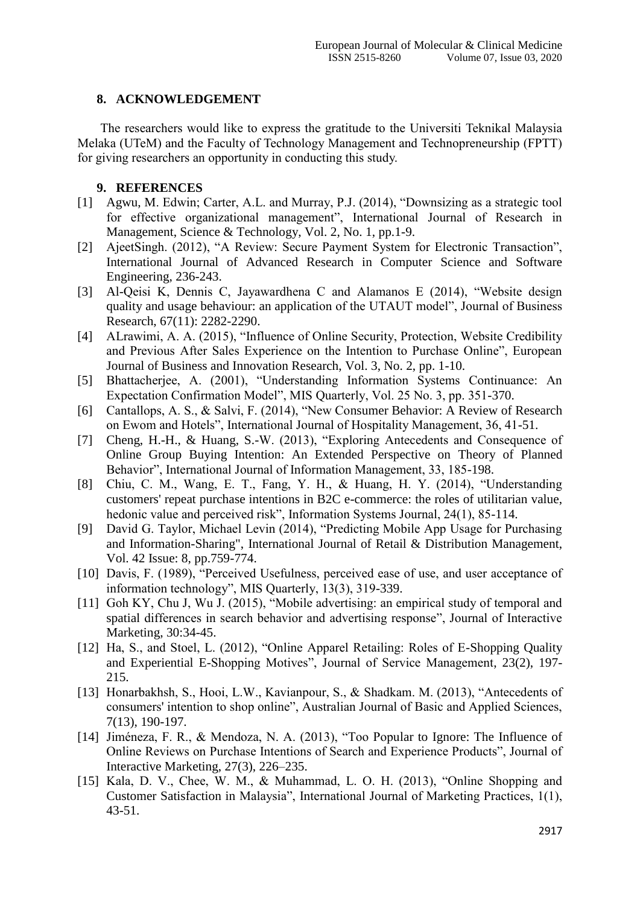## 8. ACKNOWLEDGEMENT

The researchers would like to express the gratitude to the Universiti Teknikal Malaysia Melaka (UTeM) and the Faculty of Technology Management and Technopreneurship (FPTT) for giving researchers an opportunity in conducting this study.

## 9. REFERENCES

[1] Agwu, M. Edwin; Carter, A.L. and Murray, P.J. (2014), "Downsizing as a strategic tool for effective organizational management", International Journal of Research in Management, Science & Technology, Vol. 2, No. 1, pp.1-9.

[2] AjeetSingh. (2012), "A Review: Secure Payment System for Electronic Transaction", International Journal of Advanced Research in Computer Science and Software Engineering, 236-243.

[3] Al-Qeisi K, Dennis C, Jayawardhena C and Alamanos E (2014), "Website design quality and usage behaviour: an application of the UTAUT model", Journal of Business Research, 67(11): 2282-2290.

[4] ALrawimi, A. A. (2015), "Influence of Online Security, Protection, Website Credibility and Previous After Sales Experience on the Intention to Purchase Online", European Journal of Business and Innovation Research, Vol. 3, No. 2, pp. 1-10.

[5] Bhattacherjee, A. (2001), "Understanding Information Systems Continuance: An Expectation Confirmation Model", MIS Quarterly, Vol. 25 No. 3, pp. 351-370.

[6] Cantallops, A. S., & Salvi, F. (2014), "New Consumer Behavior: A Review of Research on Ewom and Hotels", International Journal of Hospitality Management, 36, 41-51.

[7] Cheng, H.-H., & Huang, S.-W. (2013), "Exploring Antecedents and Consequence of Online Group Buying Intention: An Extended Perspective on Theory of Planned Behavior", International Journal of Information Management, 33, 185-198.

[8] Chiu, C. M., Wang, E. T., Fang, Y. H., & Huang, H. Y. (2014), "Understanding customers' repeat purchase intentions in B2C e-commerce: the roles of utilitarian value, hedonic value and perceived risk", Information Systems Journal, 24(1), 85-114.

[9] David G. Taylor, Michael Levin (2014), "Predicting Mobile App Usage for Purchasing and Information-Sharing", International Journal of Retail & Distribution Management, Vol. 42 Issue: 8, pp.759-774.

[10] Davis, F. (1989), "Perceived Usefulness, perceived ease of use, and user acceptance of information technology", MIS Quarterly, 13(3), 319-339.

[11] Goh KY, Chu J, Wu J. (2015), "Mobile advertising: an empirical study of temporal and spatial differences in search behavior and advertising response", Journal of Interactive Marketing, 30:34-45.

[12] Ha, S., and Stoel, L. (2012), "Online Apparel Retailing: Roles of E-Shopping Quality and Experiential E-Shopping Motives", Journal of Service Management, 23(2), 197-215.

[13] Honarbakhsh, S., Hooi, L.W., Kavianpour, S., & Shadkam. M. (2013), "Antecedents of consumers' intention to shop online", Australian Journal of Basic and Applied Sciences, 7(13), 190-197.

[14] Jiméneza, F. R., & Mendoza, N. A. (2013), "Too Popular to Ignore: The Influence of Online Reviews on Purchase Intentions of Search and Experience Products", Journal of Interactive Marketing, 27(3), 226–235.

[15] Kala, D. V., Chee, W. M., & Muhammad, L. O. H. (2013), "Online Shopping and Customer Satisfaction in Malaysia", International Journal of Marketing Practices, 1(1), 43-51.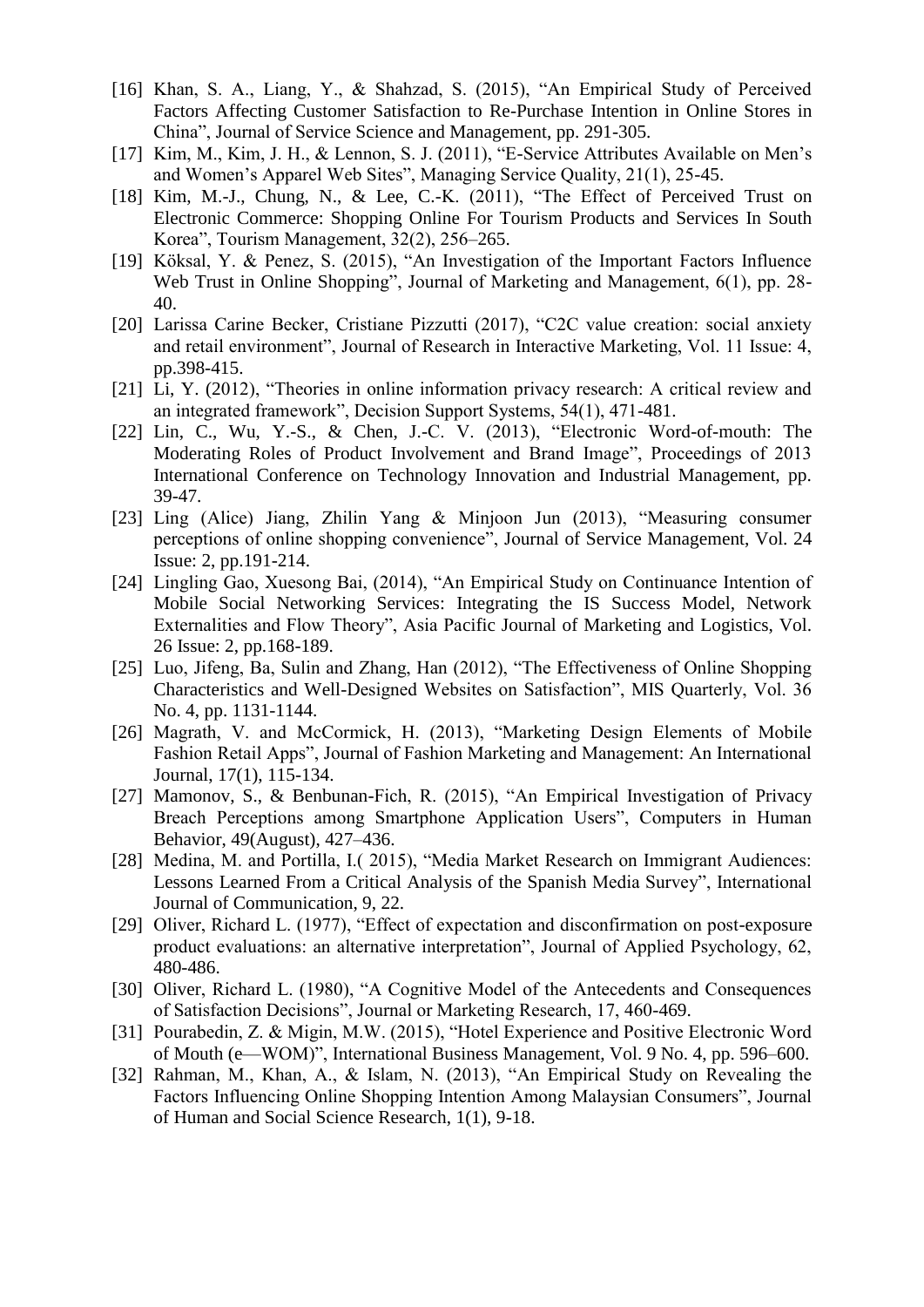[16] Khan, S. A., Liang, Y., & Shahzad, S. (2015), "An Empirical Study of Perceived Factors Affecting Customer Satisfaction to Re-Purchase Intention in Online Stores in China", Journal of Service Science and Management, pp. 291-305.

[17] Kim, M., Kim, J. H., & Lennon, S. J. (2011), "E-Service Attributes Available on Men's and Women's Apparel Web Sites", Managing Service Quality, 21(1), 25-45.

[18] Kim, M.-J., Chung, N., & Lee, C.-K. (2011), "The Effect of Perceived Trust on Electronic Commerce: Shopping Online For Tourism Products and Services In South Korea", Tourism Management, 32(2), 256–265.

[19] Köksal, Y. & Penez, S. (2015), "An Investigation of the Important Factors Influence Web Trust in Online Shopping", Journal of Marketing and Management, 6(1), pp. 28-40.

[20] Larissa Carine Becker, Cristiane Pizzutti (2017), "C2C value creation: social anxiety and retail environment", Journal of Research in Interactive Marketing, Vol. 11 Issue: 4, pp.398-415.

[21] Li, Y. (2012), "Theories in online information privacy research: A critical review and an integrated framework", Decision Support Systems, 54(1), 471-481.

[22] Lin, C., Wu, Y.-S., & Chen, J.-C. V. (2013), "Electronic Word-of-mouth: The Moderating Roles of Product Involvement and Brand Image", Proceedings of 2013 International Conference on Technology Innovation and Industrial Management, pp. 39-47.

[23] Ling (Alice) Jiang, Zhilin Yang & Minjoon Jun (2013), "Measuring consumer perceptions of online shopping convenience", Journal of Service Management, Vol. 24 Issue: 2, pp.191-214.

[24] Lingling Gao, Xuesong Bai, (2014), "An Empirical Study on Continuance Intention of Mobile Social Networking Services: Integrating the IS Success Model, Network Externalities and Flow Theory", Asia Pacific Journal of Marketing and Logistics, Vol. 26 Issue: 2, pp.168-189.

[25] Luo, Jifeng, Ba, Sulin and Zhang, Han (2012), "The Effectiveness of Online Shopping Characteristics and Well-Designed Websites on Satisfaction", MIS Quarterly, Vol. 36 No. 4, pp. 1131-1144.

[26] Magrath, V. and McCormick, H. (2013), "Marketing Design Elements of Mobile Fashion Retail Apps", Journal of Fashion Marketing and Management: An International Journal, 17(1), 115-134.

[27] Mamonov, S., & Benbunan-Fich, R. (2015), "An Empirical Investigation of Privacy Breach Perceptions among Smartphone Application Users", Computers in Human Behavior, 49(August), 427–436.

[28] Medina, M. and Portilla, I.( 2015), "Media Market Research on Immigrant Audiences: Lessons Learned From a Critical Analysis of the Spanish Media Survey", International Journal of Communication, 9, 22.

[29] Oliver, Richard L. (1977), "Effect of expectation and disconfirmation on post-exposure product evaluations: an alternative interpretation", Journal of Applied Psychology, 62, 480-486.

[30] Oliver, Richard L. (1980), "A Cognitive Model of the Antecedents and Consequences of Satisfaction Decisions", Journal or Marketing Research, 17, 460-469.

[31] Pourabedin, Z. & Migin, M.W. (2015), "Hotel Experience and Positive Electronic Word of Mouth (e—WOM)", International Business Management, Vol. 9 No. 4, pp. 596–600.

[32] Rahman, M., Khan, A., & Islam, N. (2013), "An Empirical Study on Revealing the Factors Influencing Online Shopping Intention Among Malaysian Consumers", Journal of Human and Social Science Research, 1(1), 9-18.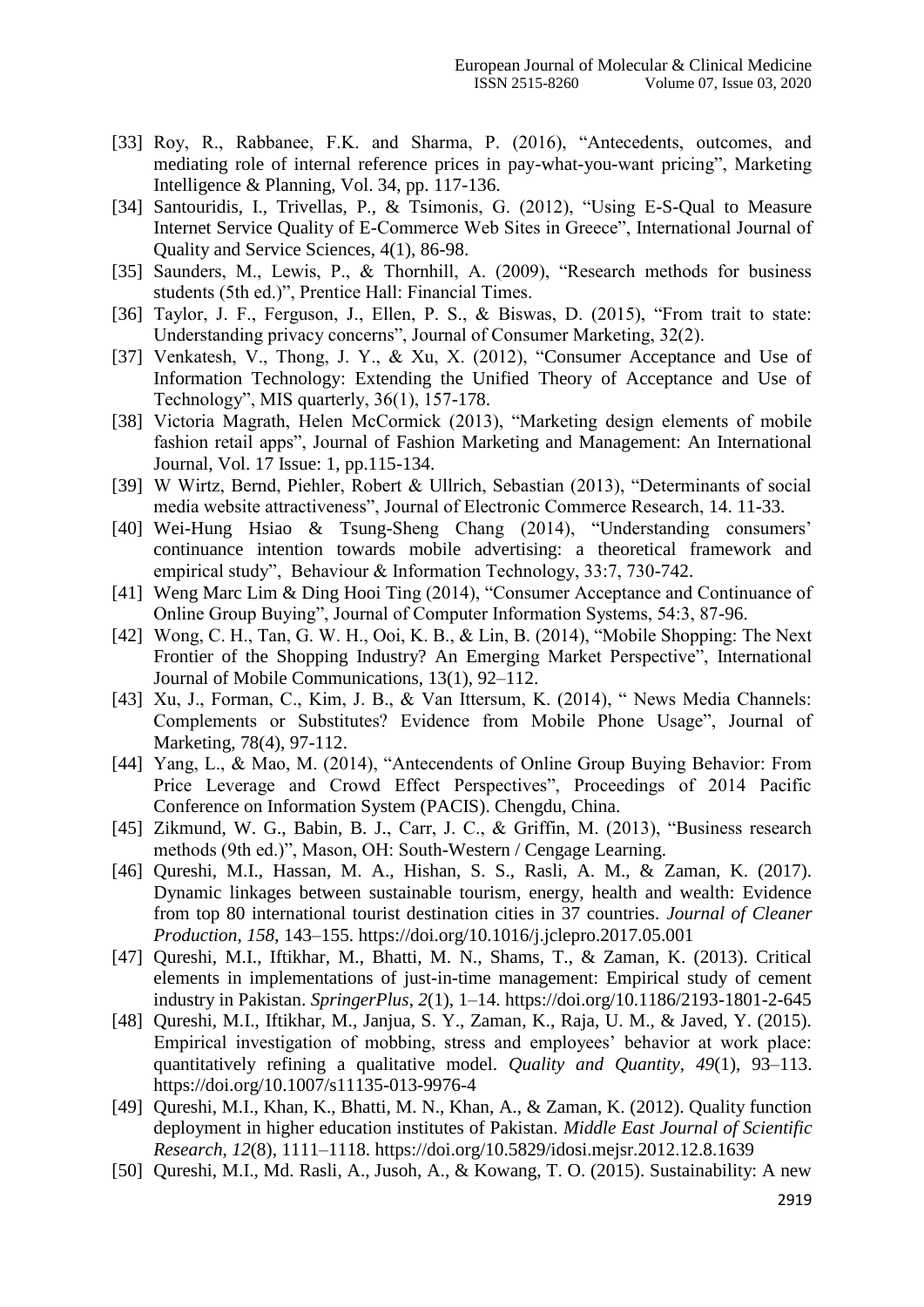[33] Roy, R., Rabbanee, F.K. and Sharma, P. (2016), "Antecedents, outcomes, and mediating role of internal reference prices in pay-what-you-want pricing", Marketing Intelligence & Planning, Vol. 34, pp. 117-136.

[34] Santouridis, I., Trivellas, P., & Tsimonis, G. (2012), "Using E-S-Qual to Measure Internet Service Quality of E-Commerce Web Sites in Greece", International Journal of Quality and Service Sciences, 4(1), 86-98.

[35] Saunders, M., Lewis, P., & Thornhill, A. (2009), "Research methods for business students (5th ed.)", Prentice Hall: Financial Times.

[36] Taylor, J. F., Ferguson, J., Ellen, P. S., & Biswas, D. (2015), "From trait to state: Understanding privacy concerns", Journal of Consumer Marketing, 32(2).

[37] Venkatesh, V., Thong, J. Y., & Xu, X. (2012), "Consumer Acceptance and Use of Information Technology: Extending the Unified Theory of Acceptance and Use of Technology", MIS quarterly, 36(1), 157-178.

[38] Victoria Magrath, Helen McCormick (2013), "Marketing design elements of mobile fashion retail apps", Journal of Fashion Marketing and Management: An International Journal, Vol. 17 Issue: 1, pp.115-134.

[39] W Wirtz, Bernd, Piehler, Robert & Ullrich, Sebastian (2013), "Determinants of social media website attractiveness", Journal of Electronic Commerce Research, 14. 11-33.

[40] Wei-Hung Hsiao & Tsung-Sheng Chang (2014), "Understanding consumers' continuance intention towards mobile advertising: a theoretical framework and empirical study", Behaviour & Information Technology, 33:7, 730-742.

[41] Weng Marc Lim & Ding Hooi Ting (2014), "Consumer Acceptance and Continuance of Online Group Buying", Journal of Computer Information Systems, 54:3, 87-96.

[42] Wong, C. H., Tan, G. W. H., Ooi, K. B., & Lin, B. (2014), "Mobile Shopping: The Next Frontier of the Shopping Industry? An Emerging Market Perspective", International Journal of Mobile Communications, 13(1), 92–112.

[43] Xu, J., Forman, C., Kim, J. B., & Van Ittersum, K. (2014), " News Media Channels: Complements or Substitutes? Evidence from Mobile Phone Usage", Journal of Marketing, 78(4), 97-112.

[44] Yang, L., & Mao, M. (2014), "Antecendents of Online Group Buying Behavior: From Price Leverage and Crowd Effect Perspectives", Proceedings of 2014 Pacific Conference on Information System (PACIS). Chengdu, China.

[45] Zikmund, W. G., Babin, B. J., Carr, J. C., & Griffin, M. (2013), "Business research methods (9th ed.)", Mason, OH: South-Western / Cengage Learning.

[46] Qureshi, M.I., Hassan, M. A., Hishan, S. S., Rasli, A. M., & Zaman, K. (2017). Dynamic linkages between sustainable tourism, energy, health and wealth: Evidence from top 80 international tourist destination cities in 37 countries. *Journal of Cleaner Production*, *158*, 143–155. https://doi.org/10.1016/j.jclepro.2017.05.001

[47] Qureshi, M.I., Iftikhar, M., Bhatti, M. N., Shams, T., & Zaman, K. (2013). Critical elements in implementations of just-in-time management: Empirical study of cement industry in Pakistan. *SpringerPlus*, *2*(1), 1–14. https://doi.org/10.1186/2193-1801-2-645

[48] Qureshi, M.I., Iftikhar, M., Janjua, S. Y., Zaman, K., Raja, U. M., & Javed, Y. (2015). Empirical investigation of mobbing, stress and employees' behavior at work place: quantitatively refining a qualitative model. *Quality and Quantity*, *49*(1), 93–113. https://doi.org/10.1007/s11135-013-9976-4

[49] Qureshi, M.I., Khan, K., Bhatti, M. N., Khan, A., & Zaman, K. (2012). Quality function deployment in higher education institutes of Pakistan. *Middle East Journal of Scientific Research*, *12*(8), 1111–1118. https://doi.org/10.5829/idosi.mejsr.2012.12.8.1639

[50] Qureshi, M.I., Md. Rasli, A., Jusoh, A., & Kowang, T. O. (2015). Sustainability: A new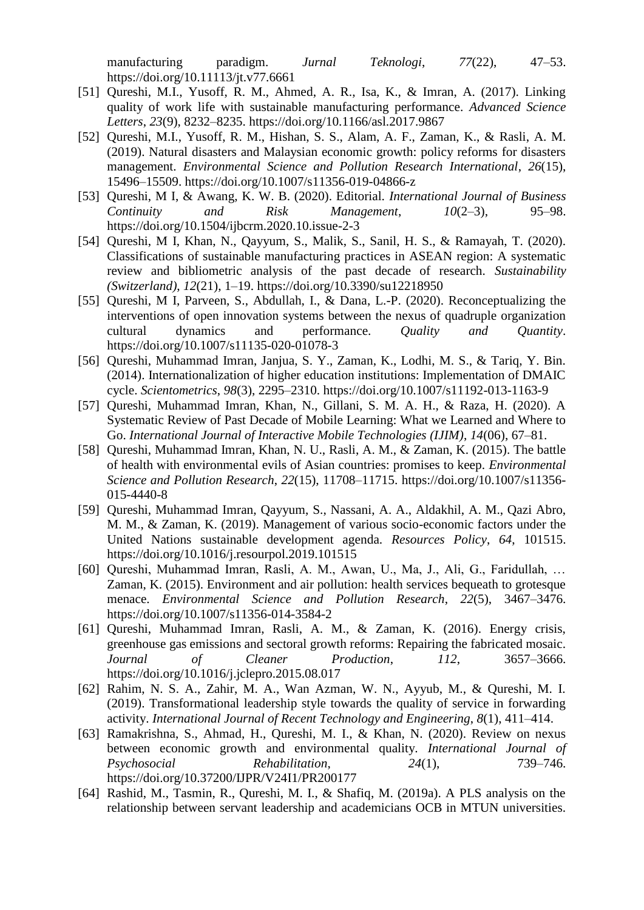manufacturing paradigm. *Jurnal Teknologi*, *77*(22), 47–53. https://doi.org/10.11113/jt.v77.6661

[51] Qureshi, M.I., Yusoff, R. M., Ahmed, A. R., Isa, K., & Imran, A. (2017). Linking quality of work life with sustainable manufacturing performance. *Advanced Science Letters*, *23*(9), 8232–8235. https://doi.org/10.1166/asl.2017.9867

[52] Qureshi, M.I., Yusoff, R. M., Hishan, S. S., Alam, A. F., Zaman, K., & Rasli, A. M. (2019). Natural disasters and Malaysian economic growth: policy reforms for disasters management. *Environmental Science and Pollution Research International*, *26*(15), 15496–15509. https://doi.org/10.1007/s11356-019-04866-z

[53] Qureshi, M I, & Awang, K. W. B. (2020). Editorial. *International Journal of Business Continuity and Risk Management*, *10*(2–3), 95–98. https://doi.org/10.1504/ijbcrm.2020.10.issue-2-3

[54] Qureshi, M I, Khan, N., Qayyum, S., Malik, S., Sanil, H. S., & Ramayah, T. (2020). Classifications of sustainable manufacturing practices in ASEAN region: A systematic review and bibliometric analysis of the past decade of research. *Sustainability (Switzerland)*, *12*(21), 1–19. https://doi.org/10.3390/su12218950

[55] Qureshi, M I, Parveen, S., Abdullah, I., & Dana, L.-P. (2020). Reconceptualizing the interventions of open innovation systems between the nexus of quadruple organization cultural dynamics and performance. *Quality and Quantity*. https://doi.org/10.1007/s11135-020-01078-3

[56] Qureshi, Muhammad Imran, Janjua, S. Y., Zaman, K., Lodhi, M. S., & Tariq, Y. Bin. (2014). Internationalization of higher education institutions: Implementation of DMAIC cycle. *Scientometrics*, *98*(3), 2295–2310. https://doi.org/10.1007/s11192-013-1163-9

[57] Qureshi, Muhammad Imran, Khan, N., Gillani, S. M. A. H., & Raza, H. (2020). A Systematic Review of Past Decade of Mobile Learning: What we Learned and Where to Go. *International Journal of Interactive Mobile Technologies (IJIM)*, *14*(06), 67–81.

[58] Qureshi, Muhammad Imran, Khan, N. U., Rasli, A. M., & Zaman, K. (2015). The battle of health with environmental evils of Asian countries: promises to keep. *Environmental Science and Pollution Research*, *22*(15), 11708–11715. https://doi.org/10.1007/s11356-015-4440-8

[59] Qureshi, Muhammad Imran, Qayyum, S., Nassani, A. A., Aldakhil, A. M., Qazi Abro, M. M., & Zaman, K. (2019). Management of various socio-economic factors under the United Nations sustainable development agenda. *Resources Policy*, *64*, 101515. https://doi.org/10.1016/j.resourpol.2019.101515

[60] Qureshi, Muhammad Imran, Rasli, A. M., Awan, U., Ma, J., Ali, G., Faridullah, … Zaman, K. (2015). Environment and air pollution: health services bequeath to grotesque menace. *Environmental Science and Pollution Research*, *22*(5), 3467–3476. https://doi.org/10.1007/s11356-014-3584-2

[61] Qureshi, Muhammad Imran, Rasli, A. M., & Zaman, K. (2016). Energy crisis, greenhouse gas emissions and sectoral growth reforms: Repairing the fabricated mosaic. *Journal of Cleaner Production*, *112*, 3657–3666. https://doi.org/10.1016/j.jclepro.2015.08.017

[62] Rahim, N. S. A., Zahir, M. A., Wan Azman, W. N., Ayyub, M., & Qureshi, M. I. (2019). Transformational leadership style towards the quality of service in forwarding activity. *International Journal of Recent Technology and Engineering*, *8*(1), 411–414.

[63] Ramakrishna, S., Ahmad, H., Qureshi, M. I., & Khan, N. (2020). Review on nexus between economic growth and environmental quality. *International Journal of Psychosocial Rehabilitation*, *24*(1), 739–746. https://doi.org/10.37200/IJPR/V24I1/PR200177

[64] Rashid, M., Tasmin, R., Qureshi, M. I., & Shafiq, M. (2019a). A PLS analysis on the relationship between servant leadership and academicians OCB in MTUN universities.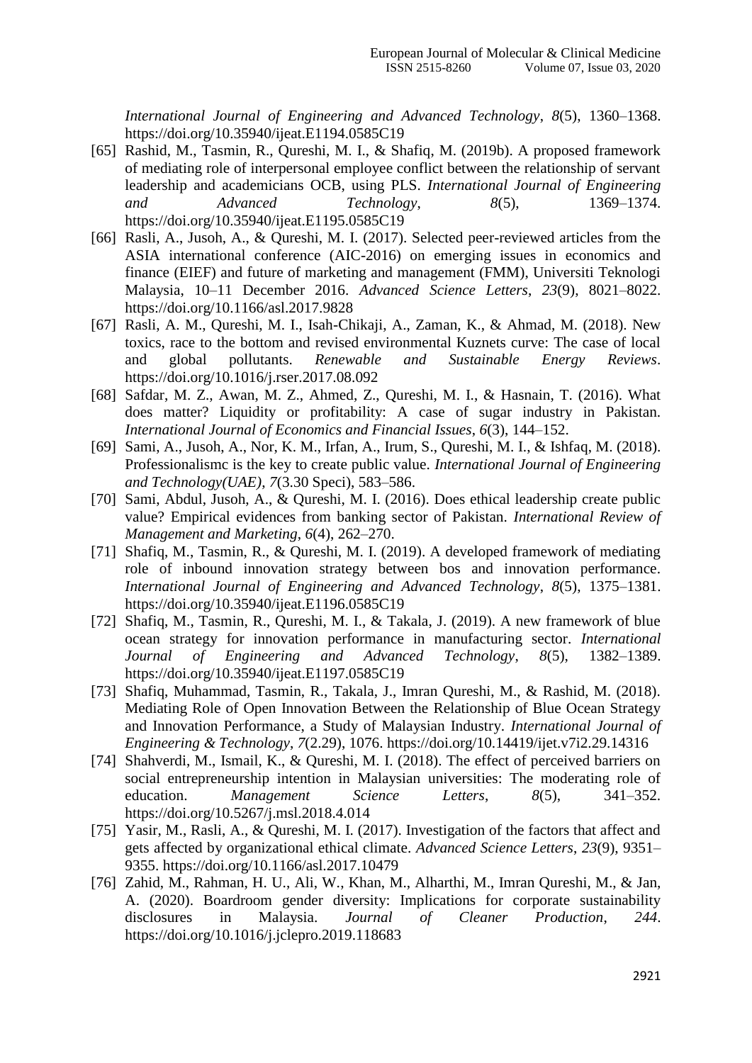*International Journal of Engineering and Advanced Technology*, *8*(5), 1360–1368. https://doi.org/10.35940/ijeat.E1194.0585C19

[65] Rashid, M., Tasmin, R., Qureshi, M. I., & Shafiq, M. (2019b). A proposed framework of mediating role of interpersonal employee conflict between the relationship of servant leadership and academicians OCB, using PLS. *International Journal of Engineering and Advanced Technology*, *8*(5), 1369–1374. https://doi.org/10.35940/ijeat.E1195.0585C19

[66] Rasli, A., Jusoh, A., & Qureshi, M. I. (2017). Selected peer-reviewed articles from the ASIA international conference (AIC-2016) on emerging issues in economics and finance (EIEF) and future of marketing and management (FMM), Universiti Teknologi Malaysia, 10–11 December 2016. *Advanced Science Letters*, *23*(9), 8021–8022. https://doi.org/10.1166/asl.2017.9828

[67] Rasli, A. M., Qureshi, M. I., Isah-Chikaji, A., Zaman, K., & Ahmad, M. (2018). New toxics, race to the bottom and revised environmental Kuznets curve: The case of local and global pollutants. *Renewable and Sustainable Energy Reviews*. https://doi.org/10.1016/j.rser.2017.08.092

[68] Safdar, M. Z., Awan, M. Z., Ahmed, Z., Qureshi, M. I., & Hasnain, T. (2016). What does matter? Liquidity or profitability: A case of sugar industry in Pakistan. *International Journal of Economics and Financial Issues*, *6*(3), 144–152.

[69] Sami, A., Jusoh, A., Nor, K. M., Irfan, A., Irum, S., Qureshi, M. I., & Ishfaq, M. (2018). Professionalismc is the key to create public value. *International Journal of Engineering and Technology(UAE)*, *7*(3.30 Speci), 583–586.

[70] Sami, Abdul, Jusoh, A., & Qureshi, M. I. (2016). Does ethical leadership create public value? Empirical evidences from banking sector of Pakistan. *International Review of Management and Marketing*, *6*(4), 262–270.

[71] Shafiq, M., Tasmin, R., & Qureshi, M. I. (2019). A developed framework of mediating role of inbound innovation strategy between bos and innovation performance. *International Journal of Engineering and Advanced Technology*, *8*(5), 1375–1381. https://doi.org/10.35940/ijeat.E1196.0585C19

[72] Shafiq, M., Tasmin, R., Qureshi, M. I., & Takala, J. (2019). A new framework of blue ocean strategy for innovation performance in manufacturing sector. *International Journal of Engineering and Advanced Technology*, *8*(5), 1382–1389. https://doi.org/10.35940/ijeat.E1197.0585C19

[73] Shafiq, Muhammad, Tasmin, R., Takala, J., Imran Qureshi, M., & Rashid, M. (2018). Mediating Role of Open Innovation Between the Relationship of Blue Ocean Strategy and Innovation Performance, a Study of Malaysian Industry. *International Journal of Engineering & Technology*, *7*(2.29), 1076. https://doi.org/10.14419/ijet.v7i2.29.14316

[74] Shahverdi, M., Ismail, K., & Qureshi, M. I. (2018). The effect of perceived barriers on social entrepreneurship intention in Malaysian universities: The moderating role of education. *Management Science Letters*, *8*(5), 341–352. https://doi.org/10.5267/j.msl.2018.4.014

[75] Yasir, M., Rasli, A., & Qureshi, M. I. (2017). Investigation of the factors that affect and gets affected by organizational ethical climate. *Advanced Science Letters*, *23*(9), 9351–9355. https://doi.org/10.1166/asl.2017.10479

[76] Zahid, M., Rahman, H. U., Ali, W., Khan, M., Alharthi, M., Imran Qureshi, M., & Jan, A. (2020). Boardroom gender diversity: Implications for corporate sustainability disclosures in Malaysia. *Journal of Cleaner Production*, *244*. https://doi.org/10.1016/j.jclepro.2019.118683